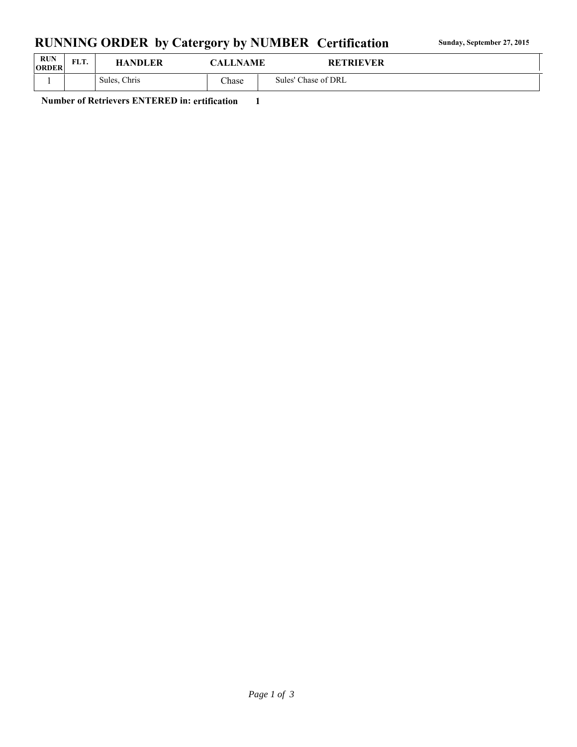# RUNNING ORDER by Catergory by NUMBER Certification

**Sunday, September 27, 2015**

| RUN ORDER | FLT. | HANDLER | CALLNAME | RETRIEVER |
|---|---|---|---|---|
| 1 | | Sules, Chris | Chase | Sules' Chase of DRL |

**Number of Retrievers ENTERED in: ertification 1**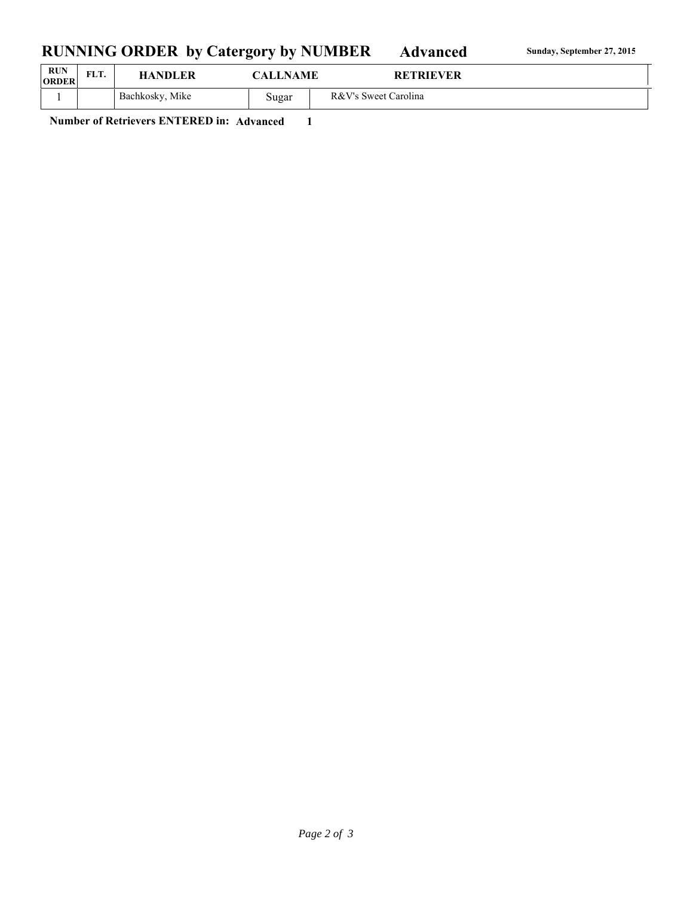# RUNNING ORDER by Catergory by NUMBER Advanced

**Sunday, September 27, 2015**

| RUN ORDER | FLT. | HANDLER | CALLNAME | RETRIEVER |
|---|---|---|---|---|
| 1 | | Bachkosky, Mike | Sugar | R&V's Sweet Carolina |

**Number of Retrievers ENTERED in: Advanced 1**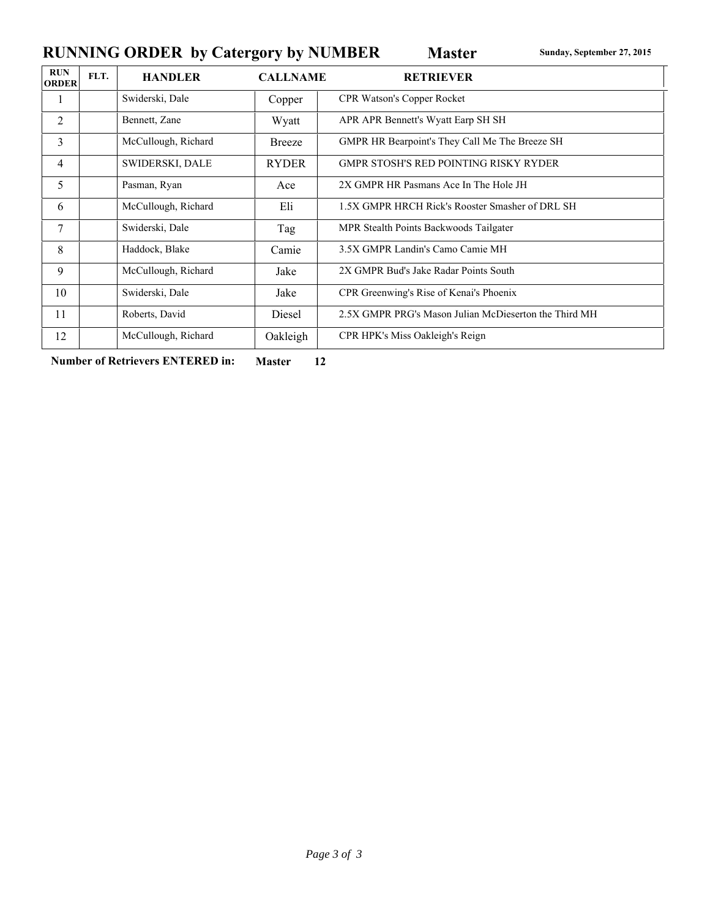## RUNNING ORDER by Catergory by NUMBER **Master** Sunday, September 27, 2015

| RUN ORDER | FLT. | HANDLER | CALLNAME | RETRIEVER |
|---|---|---|---|---|
| 1 | | Swiderski, Dale | Copper | CPR Watson's Copper Rocket |
| 2 | | Bennett, Zane | Wyatt | APR APR Bennett's Wyatt Earp SH SH |
| 3 | | McCullough, Richard | Breeze | GMPR HR Bearpoint's They Call Me The Breeze SH |
| 4 | | SWIDERSKI, DALE | RYDER | GMPR STOSH'S RED POINTING RISKY RYDER |
| 5 | | Pasman, Ryan | Ace | 2X GMPR HR Pasmans Ace In The Hole JH |
| 6 | | McCullough, Richard | Eli | 1.5X GMPR HRCH Rick's Rooster Smasher of DRL SH |
| 7 | | Swiderski, Dale | Tag | MPR Stealth Points Backwoods Tailgater |
| 8 | | Haddock, Blake | Camie | 3.5X GMPR Landin's Camo Camie MH |
| 9 | | McCullough, Richard | Jake | 2X GMPR Bud's Jake Radar Points South |
| 10 | | Swiderski, Dale | Jake | CPR Greenwing's Rise of Kenai's Phoenix |
| 11 | | Roberts, David | Diesel | 2.5X GMPR PRG's Mason Julian McDieserton the Third MH |
| 12 | | McCullough, Richard | Oakleigh | CPR HPK's Miss Oakleigh's Reign |

**Number of Retrievers ENTERED in: Master 12**